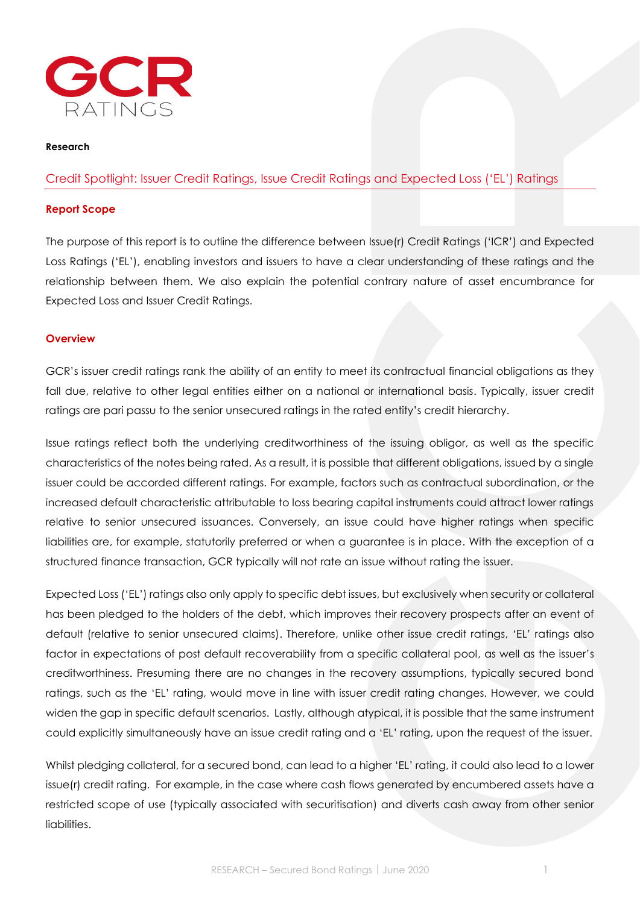GCR RATINGS

**Research**

# Credit Spotlight: Issuer Credit Ratings, Issue Credit Ratings and Expected Loss ('EL') Ratings

## Report Scope

The purpose of this report is to outline the difference between Issue(r) Credit Ratings ('ICR') and Expected Loss Ratings ('EL'), enabling investors and issuers to have a clear understanding of these ratings and the relationship between them. We also explain the potential contrary nature of asset encumbrance for Expected Loss and Issuer Credit Ratings.

## Overview

GCR's issuer credit ratings rank the ability of an entity to meet its contractual financial obligations as they fall due, relative to other legal entities either on a national or international basis. Typically, issuer credit ratings are pari passu to the senior unsecured ratings in the rated entity's credit hierarchy.

Issue ratings reflect both the underlying creditworthiness of the issuing obligor, as well as the specific characteristics of the notes being rated. As a result, it is possible that different obligations, issued by a single issuer could be accorded different ratings. For example, factors such as contractual subordination, or the increased default characteristic attributable to loss bearing capital instruments could attract lower ratings relative to senior unsecured issuances. Conversely, an issue could have higher ratings when specific liabilities are, for example, statutorily preferred or when a guarantee is in place. With the exception of a structured finance transaction, GCR typically will not rate an issue without rating the issuer.

Expected Loss ('EL') ratings also only apply to specific debt issues, but exclusively when security or collateral has been pledged to the holders of the debt, which improves their recovery prospects after an event of default (relative to senior unsecured claims). Therefore, unlike other issue credit ratings, 'EL' ratings also factor in expectations of post default recoverability from a specific collateral pool, as well as the issuer's creditworthiness. Presuming there are no changes in the recovery assumptions, typically secured bond ratings, such as the 'EL' rating, would move in line with issuer credit rating changes. However, we could widen the gap in specific default scenarios. Lastly, although atypical, it is possible that the same instrument could explicitly simultaneously have an issue credit rating and a 'EL' rating, upon the request of the issuer.

Whilst pledging collateral, for a secured bond, can lead to a higher 'EL' rating, it could also lead to a lower issue(r) credit rating. For example, in the case where cash flows generated by encumbered assets have a restricted scope of use (typically associated with securitisation) and diverts cash away from other senior liabilities.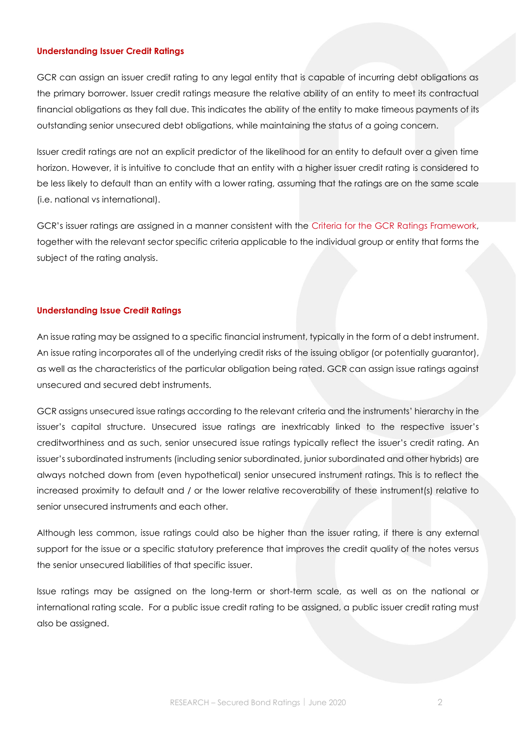### Understanding Issuer Credit Ratings

GCR can assign an issuer credit rating to any legal entity that is capable of incurring debt obligations as the primary borrower. Issuer credit ratings measure the relative ability of an entity to meet its contractual financial obligations as they fall due. This indicates the ability of the entity to make timeous payments of its outstanding senior unsecured debt obligations, while maintaining the status of a going concern.

Issuer credit ratings are not an explicit predictor of the likelihood for an entity to default over a given time horizon. However, it is intuitive to conclude that an entity with a higher issuer credit rating is considered to be less likely to default than an entity with a lower rating, assuming that the ratings are on the same scale (i.e. national vs international).

GCR's issuer ratings are assigned in a manner consistent with the Criteria for the GCR Ratings Framework, together with the relevant sector specific criteria applicable to the individual group or entity that forms the subject of the rating analysis.

### Understanding Issue Credit Ratings

An issue rating may be assigned to a specific financial instrument, typically in the form of a debt instrument. An issue rating incorporates all of the underlying credit risks of the issuing obligor (or potentially guarantor), as well as the characteristics of the particular obligation being rated. GCR can assign issue ratings against unsecured and secured debt instruments.

GCR assigns unsecured issue ratings according to the relevant criteria and the instruments' hierarchy in the issuer's capital structure. Unsecured issue ratings are inextricably linked to the respective issuer's creditworthiness and as such, senior unsecured issue ratings typically reflect the issuer's credit rating. An issuer's subordinated instruments (including senior subordinated, junior subordinated and other hybrids) are always notched down from (even hypothetical) senior unsecured instrument ratings. This is to reflect the increased proximity to default and / or the lower relative recoverability of these instrument(s) relative to senior unsecured instruments and each other.

Although less common, issue ratings could also be higher than the issuer rating, if there is any external support for the issue or a specific statutory preference that improves the credit quality of the notes versus the senior unsecured liabilities of that specific issuer.

Issue ratings may be assigned on the long-term or short-term scale, as well as on the national or international rating scale. For a public issue credit rating to be assigned, a public issuer credit rating must also be assigned.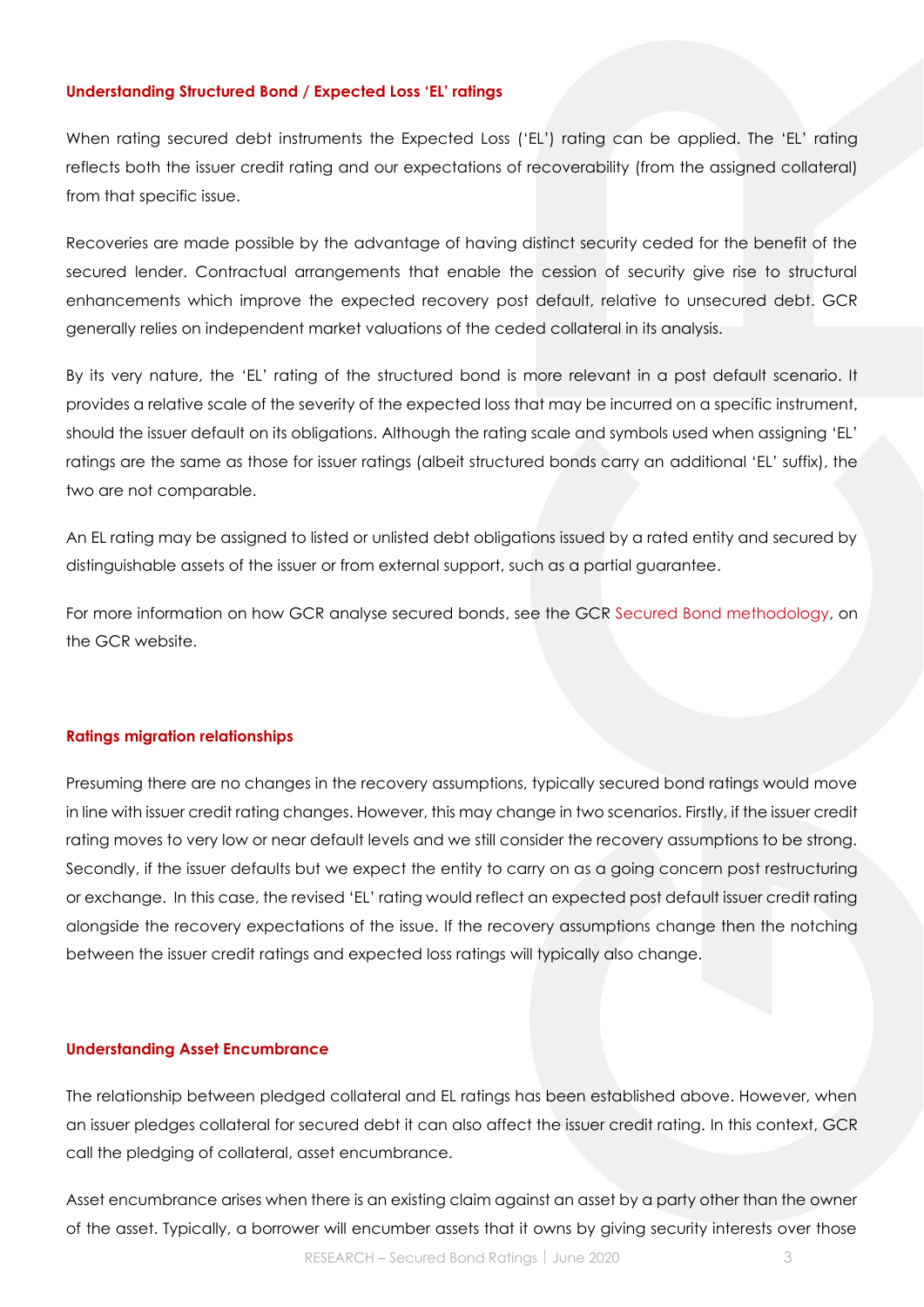## Understanding Structured Bond / Expected Loss 'EL' ratings

When rating secured debt instruments the Expected Loss ('EL') rating can be applied. The 'EL' rating reflects both the issuer credit rating and our expectations of recoverability (from the assigned collateral) from that specific issue.

Recoveries are made possible by the advantage of having distinct security ceded for the benefit of the secured lender. Contractual arrangements that enable the cession of security give rise to structural enhancements which improve the expected recovery post default, relative to unsecured debt. GCR generally relies on independent market valuations of the ceded collateral in its analysis.

By its very nature, the 'EL' rating of the structured bond is more relevant in a post default scenario. It provides a relative scale of the severity of the expected loss that may be incurred on a specific instrument, should the issuer default on its obligations. Although the rating scale and symbols used when assigning 'EL' ratings are the same as those for issuer ratings (albeit structured bonds carry an additional 'EL' suffix), the two are not comparable.

An EL rating may be assigned to listed or unlisted debt obligations issued by a rated entity and secured by distinguishable assets of the issuer or from external support, such as a partial guarantee.

For more information on how GCR analyse secured bonds, see the GCR Secured Bond methodology, on the GCR website.

## Ratings migration relationships

Presuming there are no changes in the recovery assumptions, typically secured bond ratings would move in line with issuer credit rating changes. However, this may change in two scenarios. Firstly, if the issuer credit rating moves to very low or near default levels and we still consider the recovery assumptions to be strong. Secondly, if the issuer defaults but we expect the entity to carry on as a going concern post restructuring or exchange. In this case, the revised 'EL' rating would reflect an expected post default issuer credit rating alongside the recovery expectations of the issue. If the recovery assumptions change then the notching between the issuer credit ratings and expected loss ratings will typically also change.

## Understanding Asset Encumbrance

The relationship between pledged collateral and EL ratings has been established above. However, when an issuer pledges collateral for secured debt it can also affect the issuer credit rating. In this context, GCR call the pledging of collateral, asset encumbrance.

Asset encumbrance arises when there is an existing claim against an asset by a party other than the owner of the asset. Typically, a borrower will encumber assets that it owns by giving security interests over those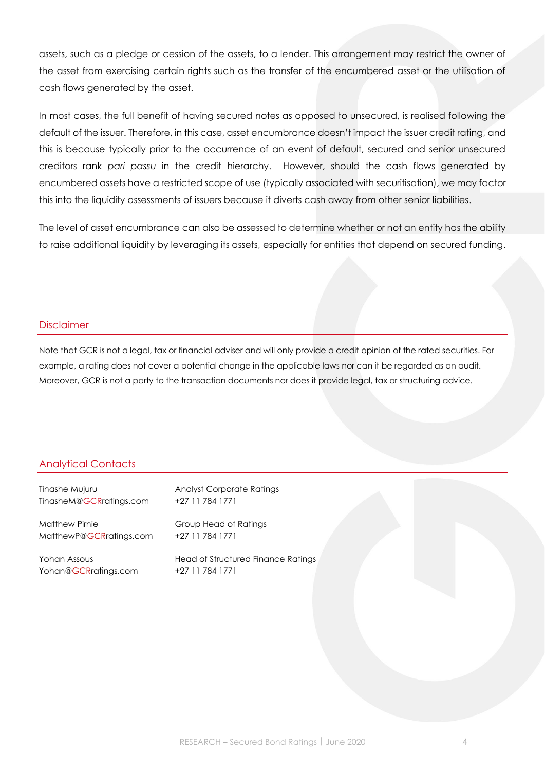assets, such as a pledge or cession of the assets, to a lender. This arrangement may restrict the owner of the asset from exercising certain rights such as the transfer of the encumbered asset or the utilisation of cash flows generated by the asset.

In most cases, the full benefit of having secured notes as opposed to unsecured, is realised following the default of the issuer. Therefore, in this case, asset encumbrance doesn't impact the issuer credit rating, and this is because typically prior to the occurrence of an event of default, secured and senior unsecured creditors rank *pari passu* in the credit hierarchy. However, should the cash flows generated by encumbered assets have a restricted scope of use (typically associated with securitisation), we may factor this into the liquidity assessments of issuers because it diverts cash away from other senior liabilities.

The level of asset encumbrance can also be assessed to determine whether or not an entity has the ability to raise additional liquidity by leveraging its assets, especially for entities that depend on secured funding.

## Disclaimer

Note that GCR is not a legal, tax or financial adviser and will only provide a credit opinion of the rated securities. For example, a rating does not cover a potential change in the applicable laws nor can it be regarded as an audit. Moreover, GCR is not a party to the transaction documents nor does it provide legal, tax or structuring advice.

## Analytical Contacts

| | |
|---|---|
| Tinashe Mujuru<br>TinasheM@GCRratings.com | Analyst Corporate Ratings<br>+27 11 784 1771 |
| Matthew Pirnie<br>MatthewP@GCRratings.com | Group Head of Ratings<br>+27 11 784 1771 |
| Yohan Assous<br>Yohan@GCRratings.com | Head of Structured Finance Ratings<br>+27 11 784 1771 |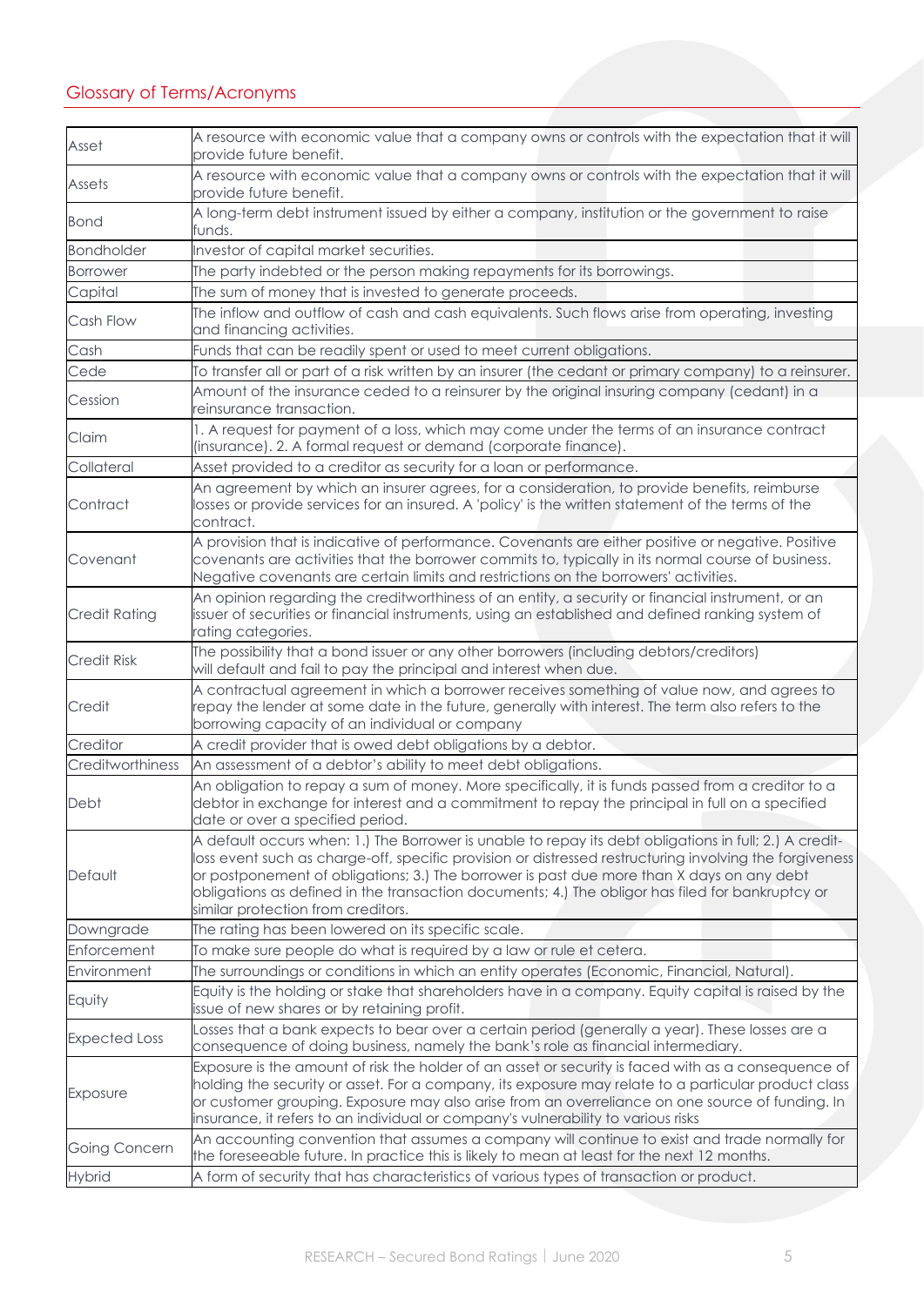## Glossary of Terms/Acronyms

| | |
|---|---|
| Asset | A resource with economic value that a company owns or controls with the expectation that it will provide future benefit. |
| Assets | A resource with economic value that a company owns or controls with the expectation that it will provide future benefit. |
| Bond | A long-term debt instrument issued by either a company, institution or the government to raise funds. |
| Bondholder | Investor of capital market securities. |
| Borrower | The party indebted or the person making repayments for its borrowings. |
| Capital | The sum of money that is invested to generate proceeds. |
| Cash Flow | The inflow and outflow of cash and cash equivalents. Such flows arise from operating, investing and financing activities. |
| Cash | Funds that can be readily spent or used to meet current obligations. |
| Cede | To transfer all or part of a risk written by an insurer (the cedant or primary company) to a reinsurer. |
| Cession | Amount of the insurance ceded to a reinsurer by the original insuring company (cedant) in a reinsurance transaction. |
| Claim | 1. A request for payment of a loss, which may come under the terms of an insurance contract (insurance). 2. A formal request or demand (corporate finance). |
| Collateral | Asset provided to a creditor as security for a loan or performance. |
| Contract | An agreement by which an insurer agrees, for a consideration, to provide benefits, reimburse losses or provide services for an insured. A 'policy' is the written statement of the terms of the contract. |
| Covenant | A provision that is indicative of performance. Covenants are either positive or negative. Positive covenants are activities that the borrower commits to, typically in its normal course of business. Negative covenants are certain limits and restrictions on the borrowers' activities. |
| Credit Rating | An opinion regarding the creditworthiness of an entity, a security or financial instrument, or an issuer of securities or financial instruments, using an established and defined ranking system of rating categories. |
| Credit Risk | The possibility that a bond issuer or any other borrowers (including debtors/creditors) will default and fail to pay the principal and interest when due. |
| Credit | A contractual agreement in which a borrower receives something of value now, and agrees to repay the lender at some date in the future, generally with interest. The term also refers to the borrowing capacity of an individual or company |
| Creditor | A credit provider that is owed debt obligations by a debtor. |
| Creditworthiness | An assessment of a debtor's ability to meet debt obligations. |
| Debt | An obligation to repay a sum of money. More specifically, it is funds passed from a creditor to a debtor in exchange for interest and a commitment to repay the principal in full on a specified date or over a specified period. |
| Default | A default occurs when: 1.) The Borrower is unable to repay its debt obligations in full; 2.) A credit-loss event such as charge-off, specific provision or distressed restructuring involving the forgiveness or postponement of obligations; 3.) The borrower is past due more than X days on any debt obligations as defined in the transaction documents; 4.) The obligor has filed for bankruptcy or similar protection from creditors. |
| Downgrade | The rating has been lowered on its specific scale. |
| Enforcement | To make sure people do what is required by a law or rule et cetera. |
| Environment | The surroundings or conditions in which an entity operates (Economic, Financial, Natural). |
| Equity | Equity is the holding or stake that shareholders have in a company. Equity capital is raised by the issue of new shares or by retaining profit. |
| Expected Loss | Losses that a bank expects to bear over a certain period (generally a year). These losses are a consequence of doing business, namely the bank's role as financial intermediary. |
| Exposure | Exposure is the amount of risk the holder of an asset or security is faced with as a consequence of holding the security or asset. For a company, its exposure may relate to a particular product class or customer grouping. Exposure may also arise from an overreliance on one source of funding. In insurance, it refers to an individual or company's vulnerability to various risks |
| Going Concern | An accounting convention that assumes a company will continue to exist and trade normally for the foreseeable future. In practice this is likely to mean at least for the next 12 months. |
| Hybrid | A form of security that has characteristics of various types of transaction or product. |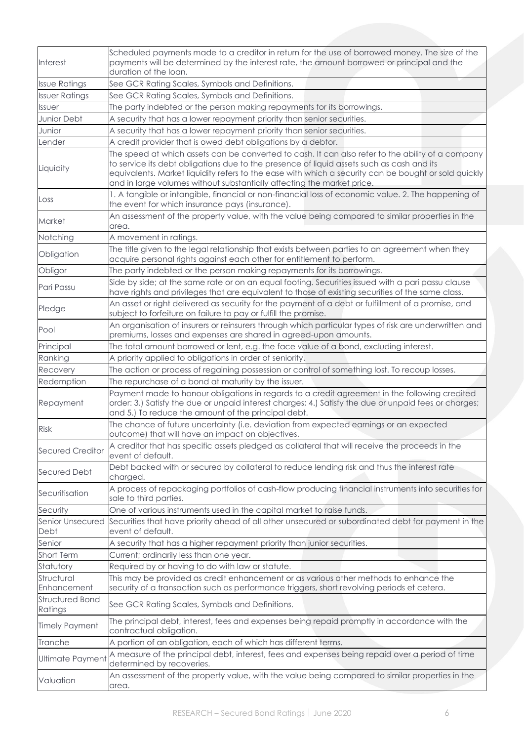| | |
|---|---|
| Interest | Scheduled payments made to a creditor in return for the use of borrowed money. The size of the payments will be determined by the interest rate, the amount borrowed or principal and the duration of the loan. |
| Issue Ratings | See GCR Rating Scales, Symbols and Definitions. |
| Issuer Ratings | See GCR Rating Scales, Symbols and Definitions. |
| Issuer | The party indebted or the person making repayments for its borrowings. |
| Junior Debt | A security that has a lower repayment priority than senior securities. |
| Junior | A security that has a lower repayment priority than senior securities. |
| Lender | A credit provider that is owed debt obligations by a debtor. |
| Liquidity | The speed at which assets can be converted to cash. It can also refer to the ability of a company to service its debt obligations due to the presence of liquid assets such as cash and its equivalents. Market liquidity refers to the ease with which a security can be bought or sold quickly and in large volumes without substantially affecting the market price. |
| Loss | 1. A tangible or intangible, financial or non-financial loss of economic value. 2. The happening of the event for which insurance pays (insurance). |
| Market | An assessment of the property value, with the value being compared to similar properties in the area. |
| Notching | A movement in ratings. |
| Obligation | The title given to the legal relationship that exists between parties to an agreement when they acquire personal rights against each other for entitlement to perform. |
| Obligor | The party indebted or the person making repayments for its borrowings. |
| Pari Passu | Side by side; at the same rate or on an equal footing. Securities issued with a pari passu clause have rights and privileges that are equivalent to those of existing securities of the same class. |
| Pledge | An asset or right delivered as security for the payment of a debt or fulfillment of a promise, and subject to forfeiture on failure to pay or fulfill the promise. |
| Pool | An organisation of insurers or reinsurers through which particular types of risk are underwritten and premiums, losses and expenses are shared in agreed-upon amounts. |
| Principal | The total amount borrowed or lent, e.g. the face value of a bond, excluding interest. |
| Ranking | A priority applied to obligations in order of seniority. |
| Recovery | The action or process of regaining possession or control of something lost. To recoup losses. |
| Redemption | The repurchase of a bond at maturity by the issuer. |
| Repayment | Payment made to honour obligations in regards to a credit agreement in the following credited order: 3.) Satisfy the due or unpaid interest charges; 4.) Satisfy the due or unpaid fees or charges; and 5.) To reduce the amount of the principal debt. |
| Risk | The chance of future uncertainty (i.e. deviation from expected earnings or an expected outcome) that will have an impact on objectives. |
| Secured Creditor | A creditor that has specific assets pledged as collateral that will receive the proceeds in the event of default. |
| Secured Debt | Debt backed with or secured by collateral to reduce lending risk and thus the interest rate charged. |
| Securitisation | A process of repackaging portfolios of cash-flow producing financial instruments into securities for sale to third parties. |
| Security | One of various instruments used in the capital market to raise funds. |
| Senior Unsecured Debt | Securities that have priority ahead of all other unsecured or subordinated debt for payment in the event of default. |
| Senior | A security that has a higher repayment priority than junior securities. |
| Short Term | Current; ordinarily less than one year. |
| Statutory | Required by or having to do with law or statute. |
| Structural Enhancement | This may be provided as credit enhancement or as various other methods to enhance the security of a transaction such as performance triggers, short revolving periods et cetera. |
| Structured Bond Ratings | See GCR Rating Scales, Symbols and Definitions. |
| Timely Payment | The principal debt, interest, fees and expenses being repaid promptly in accordance with the contractual obligation. |
| Tranche | A portion of an obligation, each of which has different terms. |
| Ultimate Payment | A measure of the principal debt, interest, fees and expenses being repaid over a period of time determined by recoveries. |
| Valuation | An assessment of the property value, with the value being compared to similar properties in the area. |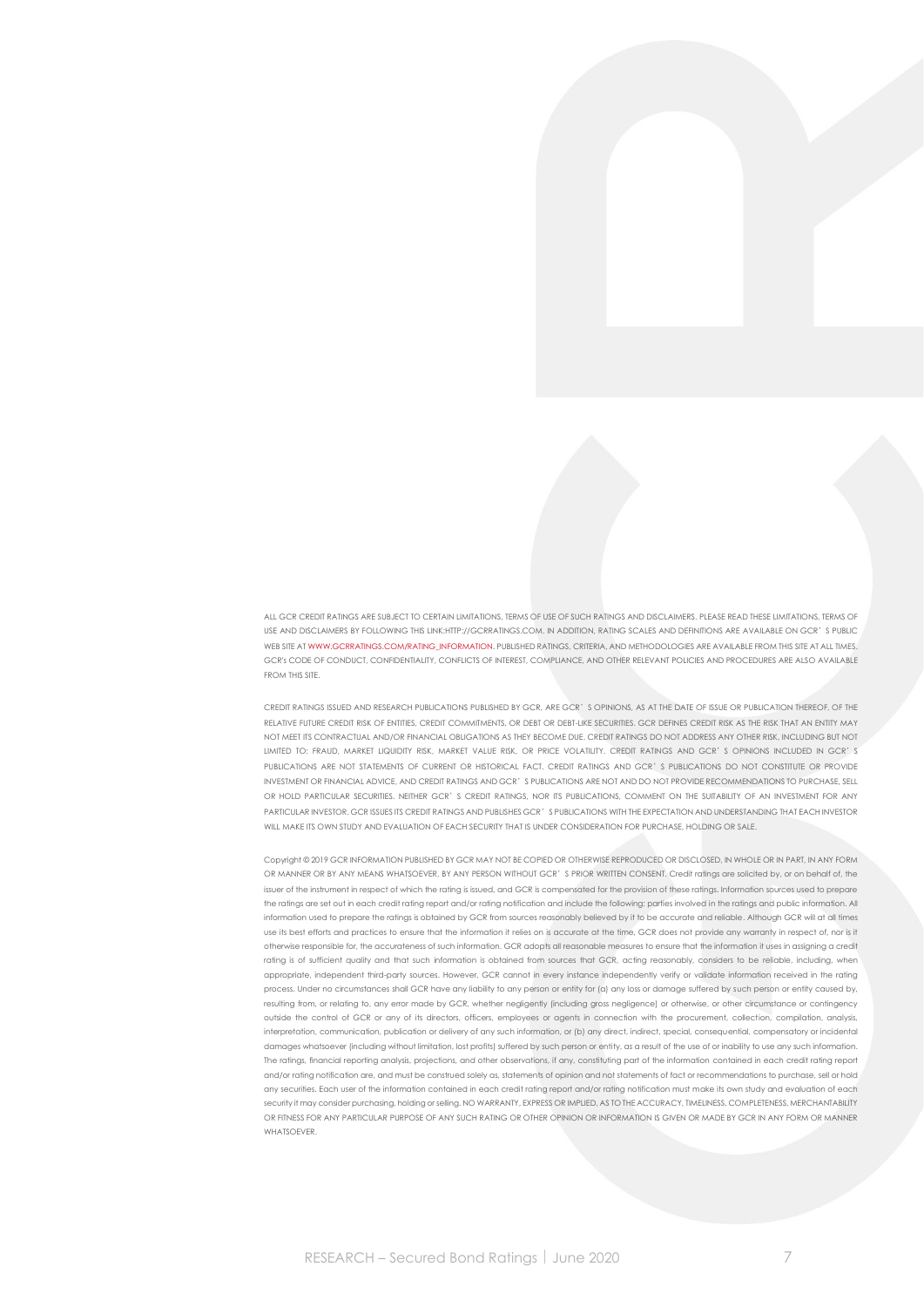ALL GCR CREDIT RATINGS ARE SUBJECT TO CERTAIN LIMITATIONS, TERMS OF USE OF SUCH RATINGS AND DISCLAIMERS. PLEASE READ THESE LIMITATIONS, TERMS OF USE AND DISCLAIMERS BY FOLLOWING THIS LINK:HTTP://GCRRATINGS.COM. IN ADDITION, RATING SCALES AND DEFINITIONS ARE AVAILABLE ON GCR'S PUBLIC WEB SITE AT WWW.GCRRATINGS.COM/RATING_INFORMATION. PUBLISHED RATINGS, CRITERIA, AND METHODOLOGIES ARE AVAILABLE FROM THIS SITE AT ALL TIMES. GCR's CODE OF CONDUCT, CONFIDENTIALITY, CONFLICTS OF INTEREST, COMPLIANCE, AND OTHER RELEVANT POLICIES AND PROCEDURES ARE ALSO AVAILABLE FROM THIS SITE.

CREDIT RATINGS ISSUED AND RESEARCH PUBLICATIONS PUBLISHED BY GCR, ARE GCR'S OPINIONS, AS AT THE DATE OF ISSUE OR PUBLICATION THEREOF, OF THE RELATIVE FUTURE CREDIT RISK OF ENTITIES, CREDIT COMMITMENTS, OR DEBT OR DEBT-LIKE SECURITIES. GCR DEFINES CREDIT RISK AS THE RISK THAT AN ENTITY MAY NOT MEET ITS CONTRACTUAL AND/OR FINANCIAL OBLIGATIONS AS THEY BECOME DUE. CREDIT RATINGS DO NOT ADDRESS ANY OTHER RISK, INCLUDING BUT NOT LIMITED TO: FRAUD, MARKET LIQUIDITY RISK, MARKET VALUE RISK, OR PRICE VOLATILITY. CREDIT RATINGS AND GCR'S OPINIONS INCLUDED IN GCR'S PUBLICATIONS ARE NOT STATEMENTS OF CURRENT OR HISTORICAL FACT. CREDIT RATINGS AND GCR'S PUBLICATIONS DO NOT CONSTITUTE OR PROVIDE INVESTMENT OR FINANCIAL ADVICE, AND CREDIT RATINGS AND GCR'S PUBLICATIONS ARE NOT AND DO NOT PROVIDE RECOMMENDATIONS TO PURCHASE, SELL OR HOLD PARTICULAR SECURITIES. NEITHER GCR'S CREDIT RATINGS, NOR ITS PUBLICATIONS, COMMENT ON THE SUITABILITY OF AN INVESTMENT FOR ANY PARTICULAR INVESTOR. GCR ISSUES ITS CREDIT RATINGS AND PUBLISHES GCR'S PUBLICATIONS WITH THE EXPECTATION AND UNDERSTANDING THAT EACH INVESTOR WILL MAKE ITS OWN STUDY AND EVALUATION OF EACH SECURITY THAT IS UNDER CONSIDERATION FOR PURCHASE, HOLDING OR SALE.

Copyright © 2019 GCR INFORMATION PUBLISHED BY GCR MAY NOT BE COPIED OR OTHERWISE REPRODUCED OR DISCLOSED, IN WHOLE OR IN PART, IN ANY FORM OR MANNER OR BY ANY MEANS WHATSOEVER, BY ANY PERSON WITHOUT GCR'S PRIOR WRITTEN CONSENT. Credit ratings are solicited by, or on behalf of, the issuer of the instrument in respect of which the rating is issued, and GCR is compensated for the provision of these ratings. Information sources used to prepare the ratings are set out in each credit rating report and/or rating notification and include the following: parties involved in the ratings and public information. All information used to prepare the ratings is obtained by GCR from sources reasonably believed by it to be accurate and reliable. Although GCR will at all times use its best efforts and practices to ensure that the information it relies on is accurate at the time, GCR does not provide any warranty in respect of, nor is it otherwise responsible for, the accurateness of such information. GCR adopts all reasonable measures to ensure that the information it uses in assigning a credit rating is of sufficient quality and that such information is obtained from sources that GCR, acting reasonably, considers to be reliable, including, when appropriate, independent third-party sources. However, GCR cannot in every instance independently verify or validate information received in the rating process. Under no circumstances shall GCR have any liability to any person or entity for (a) any loss or damage suffered by such person or entity caused by, resulting from, or relating to, any error made by GCR, whether negligently (including gross negligence) or otherwise, or other circumstance or contingency outside the control of GCR or any of its directors, officers, employees or agents in connection with the procurement, collection, compilation, analysis, interpretation, communication, publication or delivery of any such information, or (b) any direct, indirect, special, consequential, compensatory or incidental damages whatsoever (including without limitation, lost profits) suffered by such person or entity, as a result of the use of or inability to use any such information. The ratings, financial reporting analysis, projections, and other observations, if any, constituting part of the information contained in each credit rating report and/or rating notification are, and must be construed solely as, statements of opinion and not statements of fact or recommendations to purchase, sell or hold any securities. Each user of the information contained in each credit rating report and/or rating notification must make its own study and evaluation of each security it may consider purchasing, holding or selling. NO WARRANTY, EXPRESS OR IMPLIED, AS TO THE ACCURACY, TIMELINESS, COMPLETENESS, MERCHANTABILITY OR FITNESS FOR ANY PARTICULAR PURPOSE OF ANY SUCH RATING OR OTHER OPINION OR INFORMATION IS GIVEN OR MADE BY GCR IN ANY FORM OR MANNER WHATSOEVER.